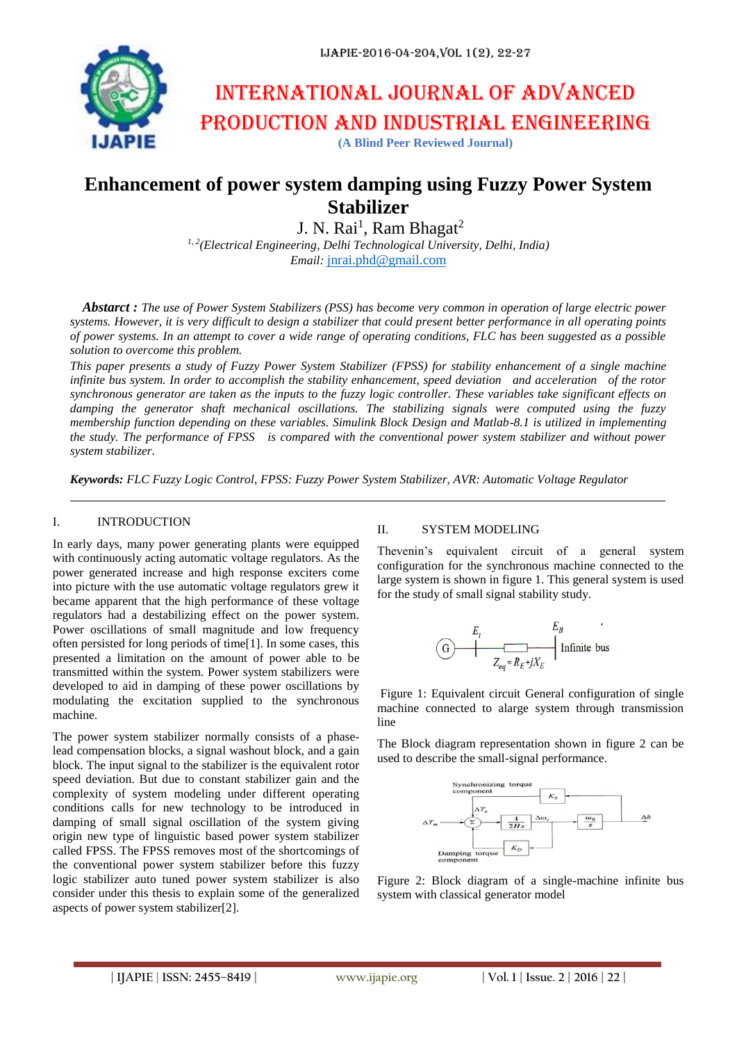# Enhancement of power system damping using Fuzzy Power System Stabilizer

J. N. Rai[1], Ram Bhagat[2]

[1, 2](Electrical Engineering, Delhi Technological University, Delhi, India)
*Email:* jnrai.phd@gmail.com

***Abstract :*** *The use of Power System Stabilizers (PSS) has become very common in operation of large electric power systems. However, it is very difficult to design a stabilizer that could present better performance in all operating points of power systems. In an attempt to cover a wide range of operating conditions, FLC has been suggested as a possible solution to overcome this problem.*

*This paper presents a study of Fuzzy Power System Stabilizer (FPSS) for stability enhancement of a single machine infinite bus system. In order to accomplish the stability enhancement, speed deviation and acceleration of the rotor synchronous generator are taken as the inputs to the fuzzy logic controller. These variables take significant effects on damping the generator shaft mechanical oscillations. The stabilizing signals were computed using the fuzzy membership function depending on these variables. Simulink Block Design and Matlab-8.1 is utilized in implementing the study. The performance of FPSS is compared with the conventional power system stabilizer and without power system stabilizer.*

***Keywords:*** *FLC Fuzzy Logic Control, FPSS: Fuzzy Power System Stabilizer, AVR: Automatic Voltage Regulator*

## I. INTRODUCTION

In early days, many power generating plants were equipped with continuously acting automatic voltage regulators. As the power generated increase and high response exciters come into picture with the use automatic voltage regulators grew it became apparent that the high performance of these voltage regulators had a destabilizing effect on the power system. Power oscillations of small magnitude and low frequency often persisted for long periods of time[1]. In some cases, this presented a limitation on the amount of power able to be transmitted within the system. Power system stabilizers were developed to aid in damping of these power oscillations by modulating the excitation supplied to the synchronous machine.

The power system stabilizer normally consists of a phase-lead compensation blocks, a signal washout block, and a gain block. The input signal to the stabilizer is the equivalent rotor speed deviation. But due to constant stabilizer gain and the complexity of system modeling under different operating conditions calls for new technology to be introduced in damping of small signal oscillation of the system giving origin new type of linguistic based power system stabilizer called FPSS. The FPSS removes most of the shortcomings of the conventional power system stabilizer before this fuzzy logic stabilizer auto tuned power system stabilizer is also consider under this thesis to explain some of the generalized aspects of power system stabilizer[2].

## II. SYSTEM MODELING

Thevenin's equivalent circuit of a general system configuration for the synchronous machine connected to the large system is shown in figure 1. This general system is used for the study of small signal stability study.

Figure 1: Equivalent circuit General configuration of single machine connected to alarge system through transmission line

The Block diagram representation shown in figure 2 can be used to describe the small-signal performance.

Figure 2: Block diagram of a single-machine infinite bus system with classical generator model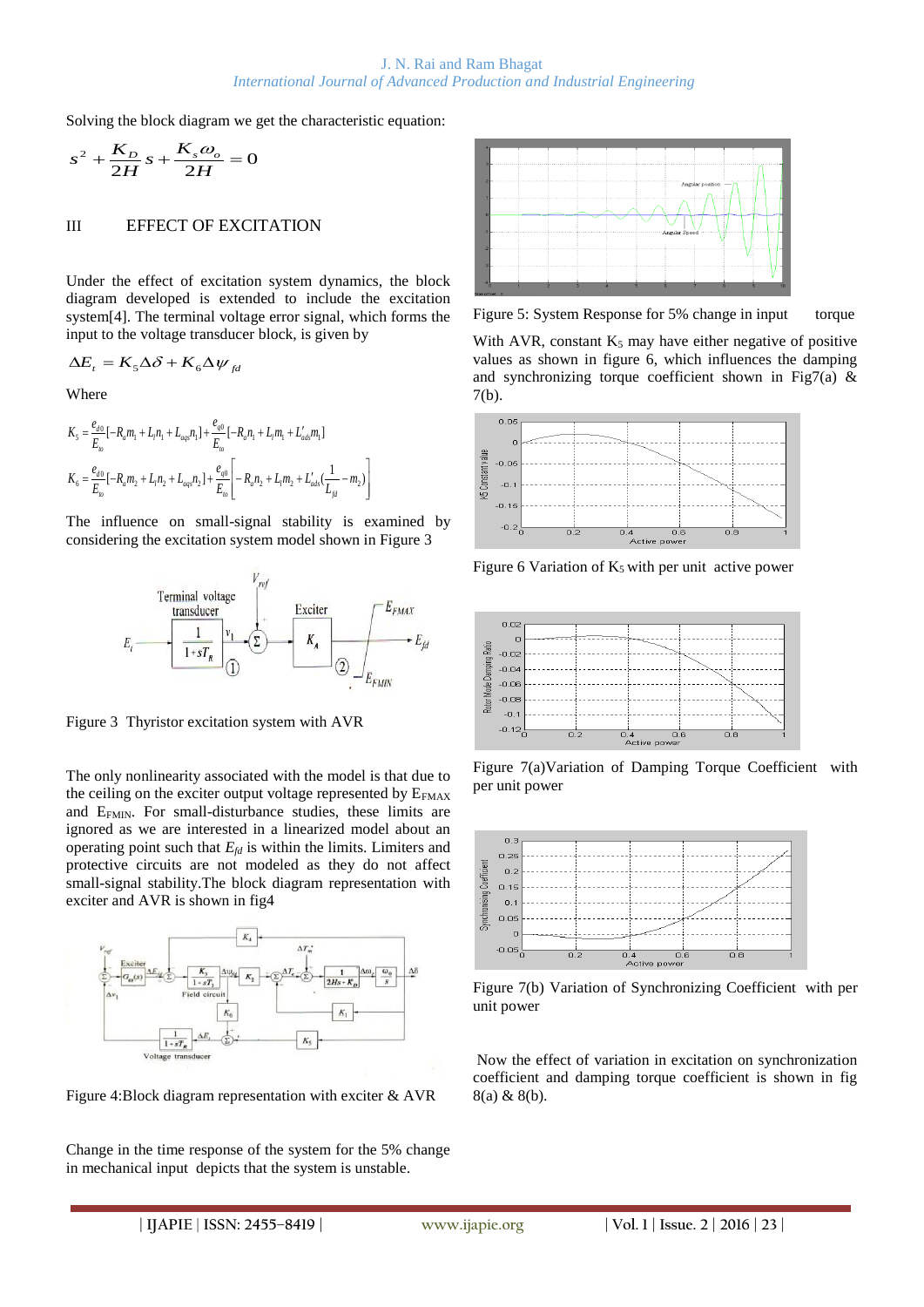Solving the block diagram we get the characteristic equation:

$$s^2 + \frac{K_D}{2H}s + \frac{K_s\omega_o}{2H} = 0$$

## III EFFECT OF EXCITATION

Under the effect of excitation system dynamics, the block diagram developed is extended to include the excitation system[4]. The terminal voltage error signal, which forms the input to the voltage transducer block, is given by

$$\Delta E_t = K_5 \Delta\delta + K_6 \Delta\psi_{fd}$$

Where

$$K_5 = \frac{e_{d0}}{E_{t0}}[-R_a m_1 + L_l n_1 + L_{aqs} n_1] + \frac{e_{q0}}{E_{t0}}[-R_a n_1 + L_l m_1 + L'_{ads} m_1]$$

$$K_6 = \frac{e_{d0}}{E_{t0}}[-R_a m_2 + L_l n_2 + L_{aqs} n_2] + \frac{e_{q0}}{E_{t0}}\left[-R_a n_2 + L_l m_2 + L'_{ads}\left(\frac{1}{L_{fd}} - m_2\right)\right]$$

The influence on small-signal stability is examined by considering the excitation system model shown in Figure 3

Figure 3 Thyristor excitation system with AVR

The only nonlinearity associated with the model is that due to the ceiling on the exciter output voltage represented by $E_{FMAX}$ and $E_{FMIN}$. For small-disturbance studies, these limits are ignored as we are interested in a linearized model about an operating point such that $E_{fd}$ is within the limits. Limiters and protective circuits are not modeled as they do not affect small-signal stability.The block diagram representation with exciter and AVR is shown in fig4

Figure 4:Block diagram representation with exciter & AVR

Change in the time response of the system for the 5% change in mechanical input depicts that the system is unstable.

Figure 5: System Response for 5% change in input torque

With AVR, constant $K_5$ may have either negative of positive values as shown in figure 6, which influences the damping and synchronizing torque coefficient shown in Fig7(a) & 7(b).

Figure 6 Variation of $K_5$ with per unit active power

Figure 7(a)Variation of Damping Torque Coefficient with per unit power

Figure 7(b) Variation of Synchronizing Coefficient with per unit power

Now the effect of variation in excitation on synchronization coefficient and damping torque coefficient is shown in fig 8(a) & 8(b).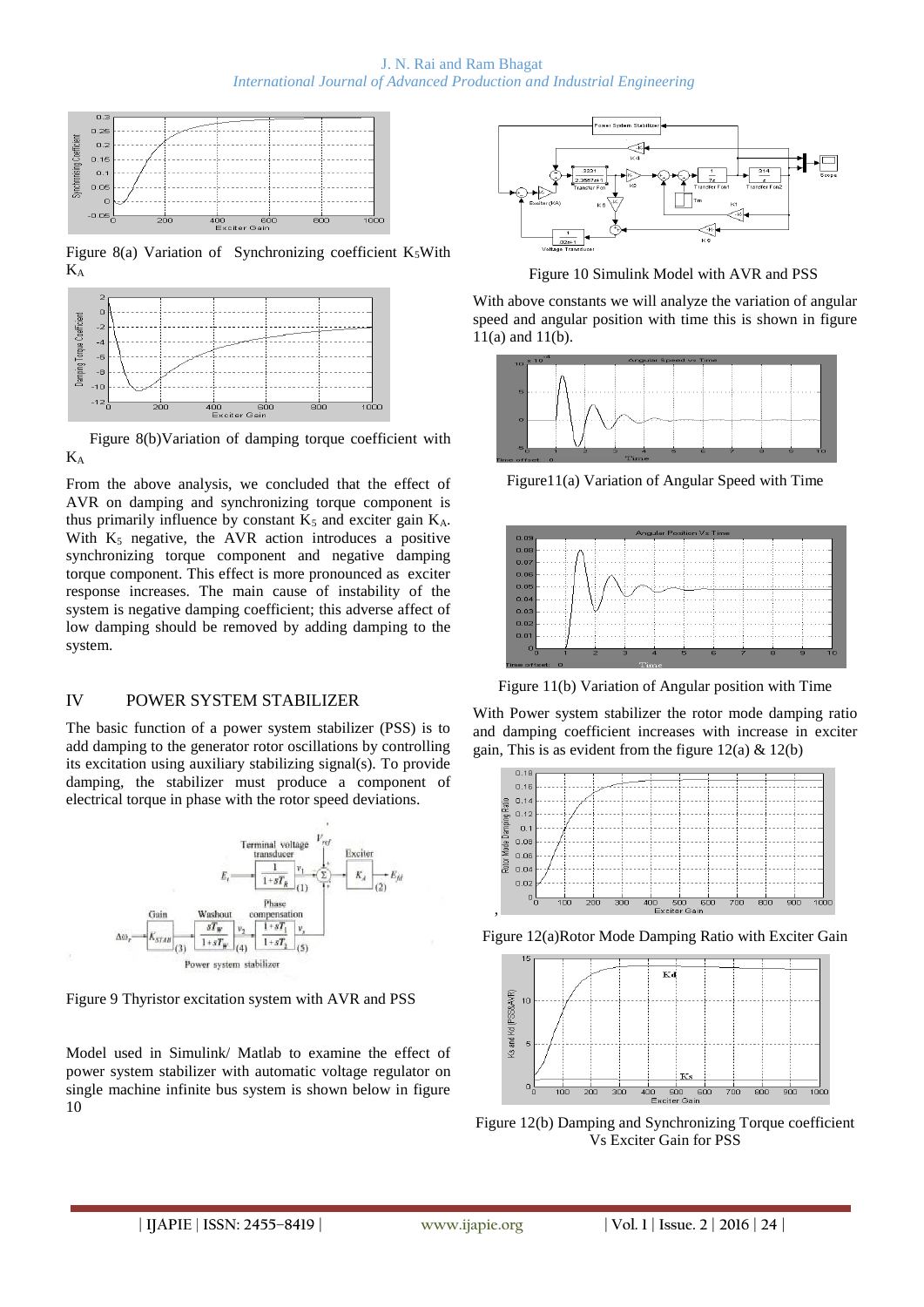Figure 8(a) Variation of Synchronizing coefficient $K_5$With $K_A$

Figure 8(b)Variation of damping torque coefficient with $K_A$

From the above analysis, we concluded that the effect of AVR on damping and synchronizing torque component is thus primarily influence by constant $K_5$ and exciter gain $K_A$. With $K_5$ negative, the AVR action introduces a positive synchronizing torque component and negative damping torque component. This effect is more pronounced as exciter response increases. The main cause of instability of the system is negative damping coefficient; this adverse affect of low damping should be removed by adding damping to the system.

## IV POWER SYSTEM STABILIZER

The basic function of a power system stabilizer (PSS) is to add damping to the generator rotor oscillations by controlling its excitation using auxiliary stabilizing signal(s). To provide damping, the stabilizer must produce a component of electrical torque in phase with the rotor speed deviations.

Figure 9 Thyristor excitation system with AVR and PSS

Model used in Simulink/ Matlab to examine the effect of power system stabilizer with automatic voltage regulator on single machine infinite bus system is shown below in figure 10

Figure 10 Simulink Model with AVR and PSS

With above constants we will analyze the variation of angular speed and angular position with time this is shown in figure 11(a) and 11(b).

Figure11(a) Variation of Angular Speed with Time

Figure 11(b) Variation of Angular position with Time

With Power system stabilizer the rotor mode damping ratio and damping coefficient increases with increase in exciter gain, This is as evident from the figure 12(a) & 12(b)

Figure 12(a)Rotor Mode Damping Ratio with Exciter Gain

Figure 12(b) Damping and Synchronizing Torque coefficient Vs Exciter Gain for PSS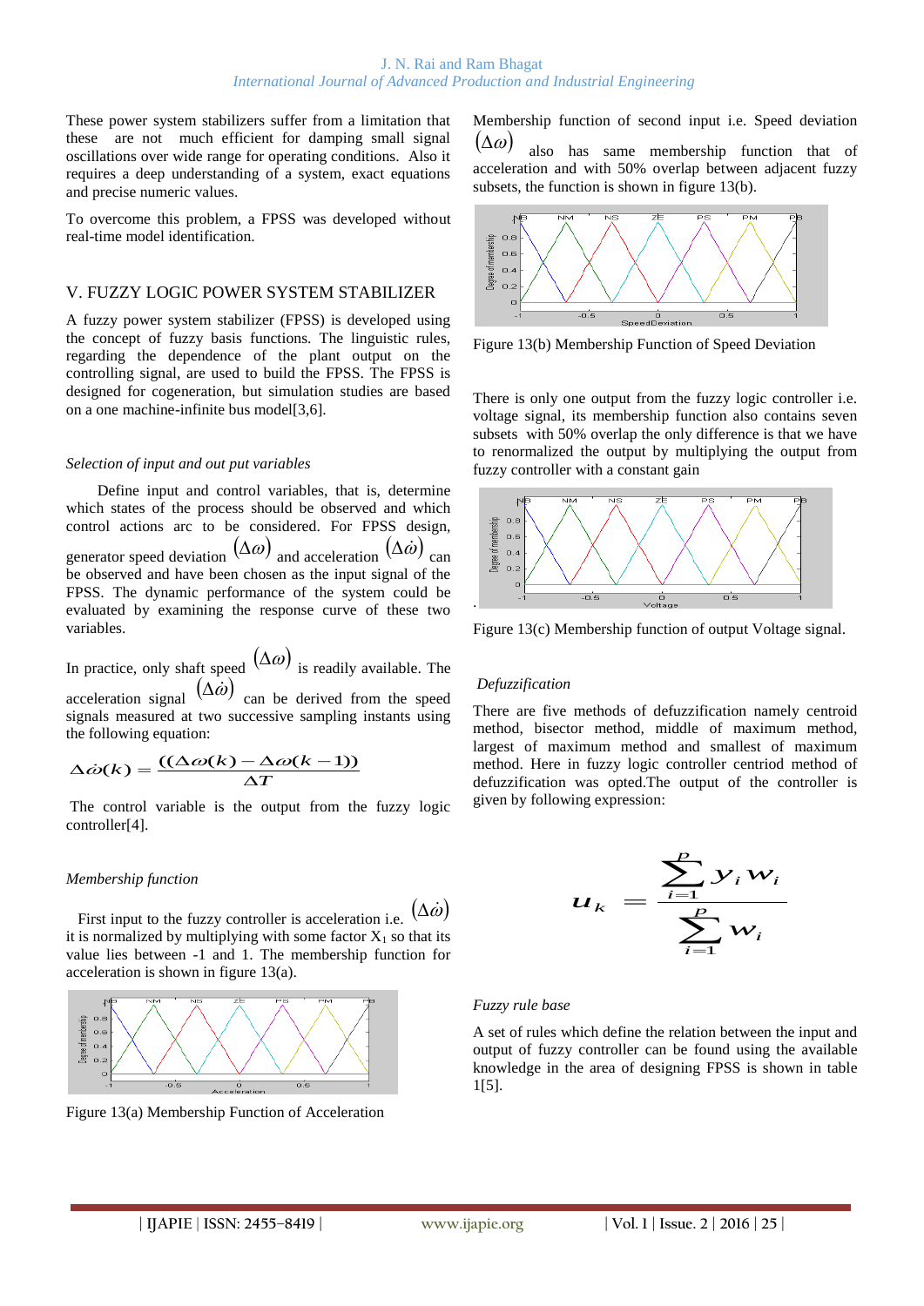These power system stabilizers suffer from a limitation that these are not much efficient for damping small signal oscillations over wide range for operating conditions. Also it requires a deep understanding of a system, exact equations and precise numeric values.

To overcome this problem, a FPSS was developed without real-time model identification.

## V. FUZZY LOGIC POWER SYSTEM STABILIZER

A fuzzy power system stabilizer (FPSS) is developed using the concept of fuzzy basis functions. The linguistic rules, regarding the dependence of the plant output on the controlling signal, are used to build the FPSS. The FPSS is designed for cogeneration, but simulation studies are based on a one machine-infinite bus model[3,6].

*Selection of input and out put variables*

Define input and control variables, that is, determine which states of the process should be observed and which control actions arc to be considered. For FPSS design, generator speed deviation $(\Delta\omega)$ and acceleration $(\Delta\dot{\omega})$ can be observed and have been chosen as the input signal of the FPSS. The dynamic performance of the system could be evaluated by examining the response curve of these two variables.

In practice, only shaft speed $(\Delta\omega)$ is readily available. The acceleration signal $(\Delta\dot{\omega})$ can be derived from the speed signals measured at two successive sampling instants using the following equation:

$$\Delta\dot{\omega}(k) = \frac{((\Delta\omega(k) - \Delta\omega(k-1))}{\Delta T}$$

The control variable is the output from the fuzzy logic controller[4].

*Membership function*

First input to the fuzzy controller is acceleration i.e. $(\Delta\dot{\omega})$ it is normalized by multiplying with some factor $X_1$ so that its value lies between -1 and 1. The membership function for acceleration is shown in figure 13(a).

Figure 13(a) Membership Function of Acceleration

Membership function of second input i.e. Speed deviation $(\Delta\omega)$ also has same membership function that of acceleration and with 50% overlap between adjacent fuzzy subsets, the function is shown in figure 13(b).

Figure 13(b) Membership Function of Speed Deviation

There is only one output from the fuzzy logic controller i.e. voltage signal, its membership function also contains seven subsets with 50% overlap the only difference is that we have to renormalized the output by multiplying the output from fuzzy controller with a constant gain

Figure 13(c) Membership function of output Voltage signal.

*Defuzzification*

There are five methods of defuzzification namely centroid method, bisector method, middle of maximum method, largest of maximum method and smallest of maximum method. Here in fuzzy logic controller centriod method of defuzzification was opted.The output of the controller is given by following expression:

$$u_k = \frac{\sum_{i=1}^{p} y_i w_i}{\sum_{i=1}^{p} w_i}$$

*Fuzzy rule base*

A set of rules which define the relation between the input and output of fuzzy controller can be found using the available knowledge in the area of designing FPSS is shown in table 1[5].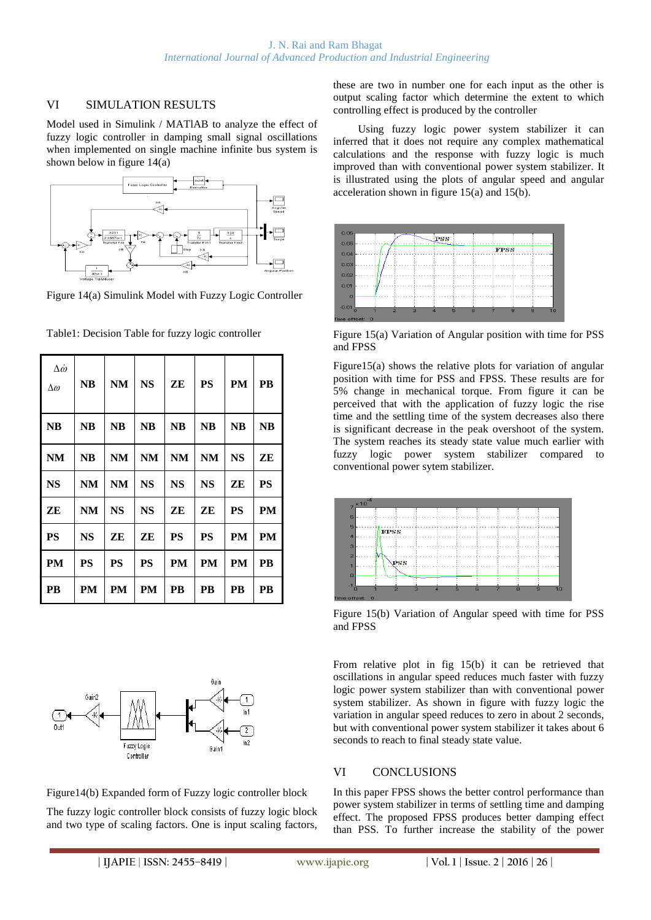## VI SIMULATION RESULTS

Model used in Simulink / MATlAB to analyze the effect of fuzzy logic controller in damping small signal oscillations when implemented on single machine infinite bus system is shown below in figure 14(a)

Figure 14(a) Simulink Model with Fuzzy Logic Controller

Table1: Decision Table for fuzzy logic controller

| $\Delta\dot{\omega}$ / $\Delta\omega$ | NB | NM | NS | ZE | PS | PM | PB |
|---|---|---|---|---|---|---|---|
| **NB** | NB | NB | NB | NB | NB | NB | NB |
| **NM** | NB | NM | NM | NM | NM | NS | ZE |
| **NS** | NM | NM | NS | NS | NS | ZE | PS |
| **ZE** | NM | NS | NS | ZE | ZE | PS | PM |
| **PS** | NS | ZE | ZE | PS | PS | PM | PM |
| **PM** | PS | PS | PS | PM | PM | PM | PB |
| **PB** | PM | PM | PM | PB | PB | PB | PB |

Figure14(b) Expanded form of Fuzzy logic controller block

The fuzzy logic controller block consists of fuzzy logic block and two type of scaling factors. One is input scaling factors, these are two in number one for each input as the other is output scaling factor which determine the extent to which controlling effect is produced by the controller

Using fuzzy logic power system stabilizer it can inferred that it does not require any complex mathematical calculations and the response with fuzzy logic is much improved than with conventional power system stabilizer. It is illustrated using the plots of angular speed and angular acceleration shown in figure 15(a) and 15(b).

Figure 15(a) Variation of Angular position with time for PSS and FPSS

Figure15(a) shows the relative plots for variation of angular position with time for PSS and FPSS. These results are for 5% change in mechanical torque. From figure it can be perceived that with the application of fuzzy logic the rise time and the settling time of the system decreases also there is significant decrease in the peak overshoot of the system. The system reaches its steady state value much earlier with fuzzy logic power system stabilizer compared to conventional power sytem stabilizer.

Figure 15(b) Variation of Angular speed with time for PSS and FPSS

From relative plot in fig 15(b) it can be retrieved that oscillations in angular speed reduces much faster with fuzzy logic power system stabilizer than with conventional power system stabilizer. As shown in figure with fuzzy logic the variation in angular speed reduces to zero in about 2 seconds, but with conventional power system stabilizer it takes about 6 seconds to reach to final steady state value.

## VI CONCLUSIONS

In this paper FPSS shows the better control performance than power system stabilizer in terms of settling time and damping effect. The proposed FPSS produces better damping effect than PSS. To further increase the stability of the power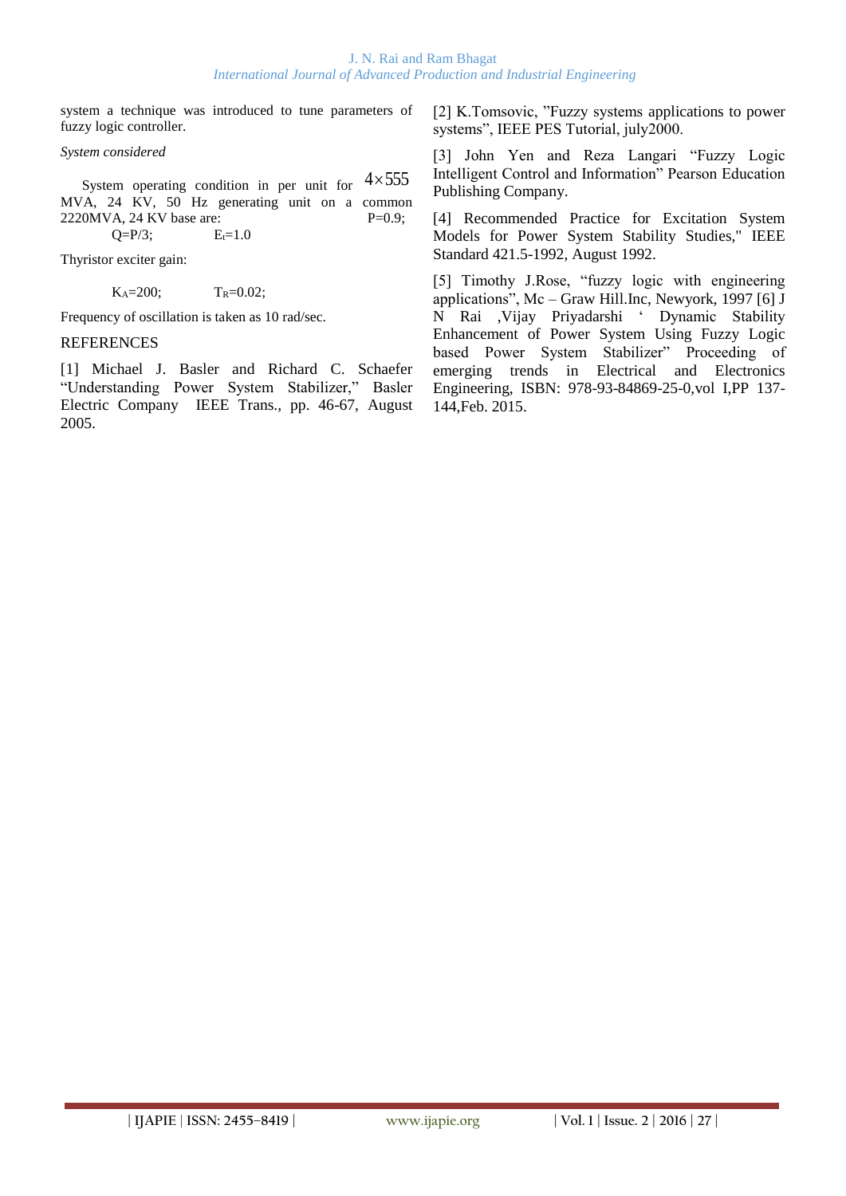system a technique was introduced to tune parameters of fuzzy logic controller.

*System considered*

System operating condition in per unit for $4\times555$ MVA, 24 KV, 50 Hz generating unit on a common 2220MVA, 24 KV base are: P=0.9; Q=P/3; $E_t$=1.0

Thyristor exciter gain:

$K_A$=200; $T_R$=0.02;

Frequency of oscillation is taken as 10 rad/sec.

## REFERENCES

[1] Michael J. Basler and Richard C. Schaefer "Understanding Power System Stabilizer," Basler Electric Company IEEE Trans., pp. 46-67, August 2005.

[2] K.Tomsovic, "Fuzzy systems applications to power systems", IEEE PES Tutorial, july2000.

[3] John Yen and Reza Langari "Fuzzy Logic Intelligent Control and Information" Pearson Education Publishing Company.

[4] Recommended Practice for Excitation System Models for Power System Stability Studies," IEEE Standard 421.5-1992, August 1992.

[5] Timothy J.Rose, "fuzzy logic with engineering applications", Mc – Graw Hill.Inc, Newyork, 1997 [6] J N Rai ,Vijay Priyadarshi ' Dynamic Stability Enhancement of Power System Using Fuzzy Logic based Power System Stabilizer" Proceeding of emerging trends in Electrical and Electronics Engineering, ISBN: 978-93-84869-25-0,vol I,PP 137-144,Feb. 2015.